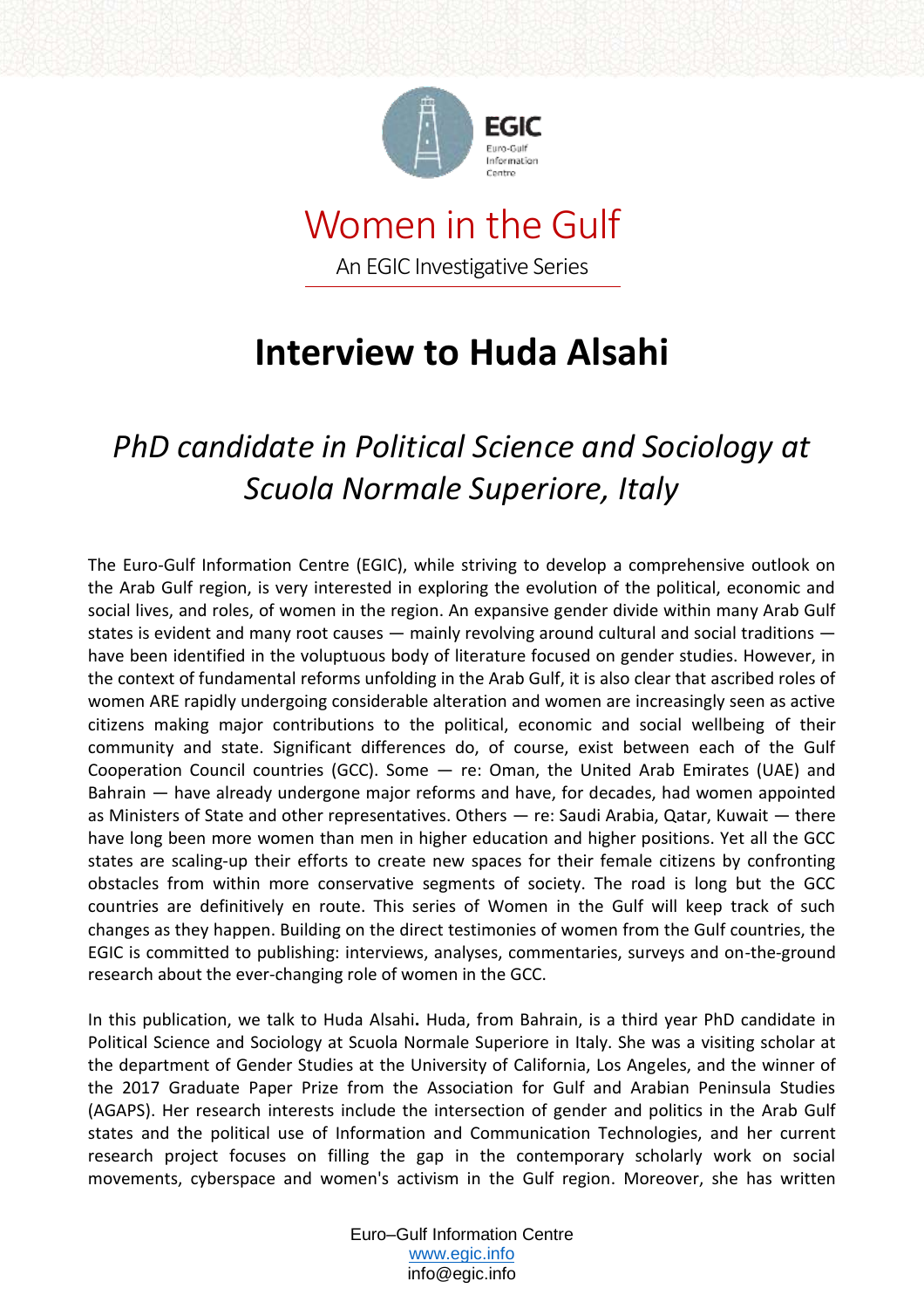EGIC

Euro-Gulf Information Centre

# Women in the Gulf

An EGIC Investigative Series

# Interview to Huda Alsahi

## *PhD candidate in Political Science and Sociology at Scuola Normale Superiore, Italy*

The Euro-Gulf Information Centre (EGIC), while striving to develop a comprehensive outlook on the Arab Gulf region, is very interested in exploring the evolution of the political, economic and social lives, and roles, of women in the region. An expansive gender divide within many Arab Gulf states is evident and many root causes — mainly revolving around cultural and social traditions — have been identified in the voluptuous body of literature focused on gender studies. However, in the context of fundamental reforms unfolding in the Arab Gulf, it is also clear that ascribed roles of women ARE rapidly undergoing considerable alteration and women are increasingly seen as active citizens making major contributions to the political, economic and social wellbeing of their community and state. Significant differences do, of course, exist between each of the Gulf Cooperation Council countries (GCC). Some — re: Oman, the United Arab Emirates (UAE) and Bahrain — have already undergone major reforms and have, for decades, had women appointed as Ministers of State and other representatives. Others — re: Saudi Arabia, Qatar, Kuwait — there have long been more women than men in higher education and higher positions. Yet all the GCC states are scaling-up their efforts to create new spaces for their female citizens by confronting obstacles from within more conservative segments of society. The road is long but the GCC countries are definitively en route. This series of Women in the Gulf will keep track of such changes as they happen. Building on the direct testimonies of women from the Gulf countries, the EGIC is committed to publishing: interviews, analyses, commentaries, surveys and on-the-ground research about the ever-changing role of women in the GCC.

In this publication, we talk to Huda Alsahi**.** Huda, from Bahrain, is a third year PhD candidate in Political Science and Sociology at Scuola Normale Superiore in Italy. She was a visiting scholar at the department of Gender Studies at the University of California, Los Angeles, and the winner of the 2017 Graduate Paper Prize from the Association for Gulf and Arabian Peninsula Studies (AGAPS). Her research interests include the intersection of gender and politics in the Arab Gulf states and the political use of Information and Communication Technologies, and her current research project focuses on filling the gap in the contemporary scholarly work on social movements, cyberspace and women's activism in the Gulf region. Moreover, she has written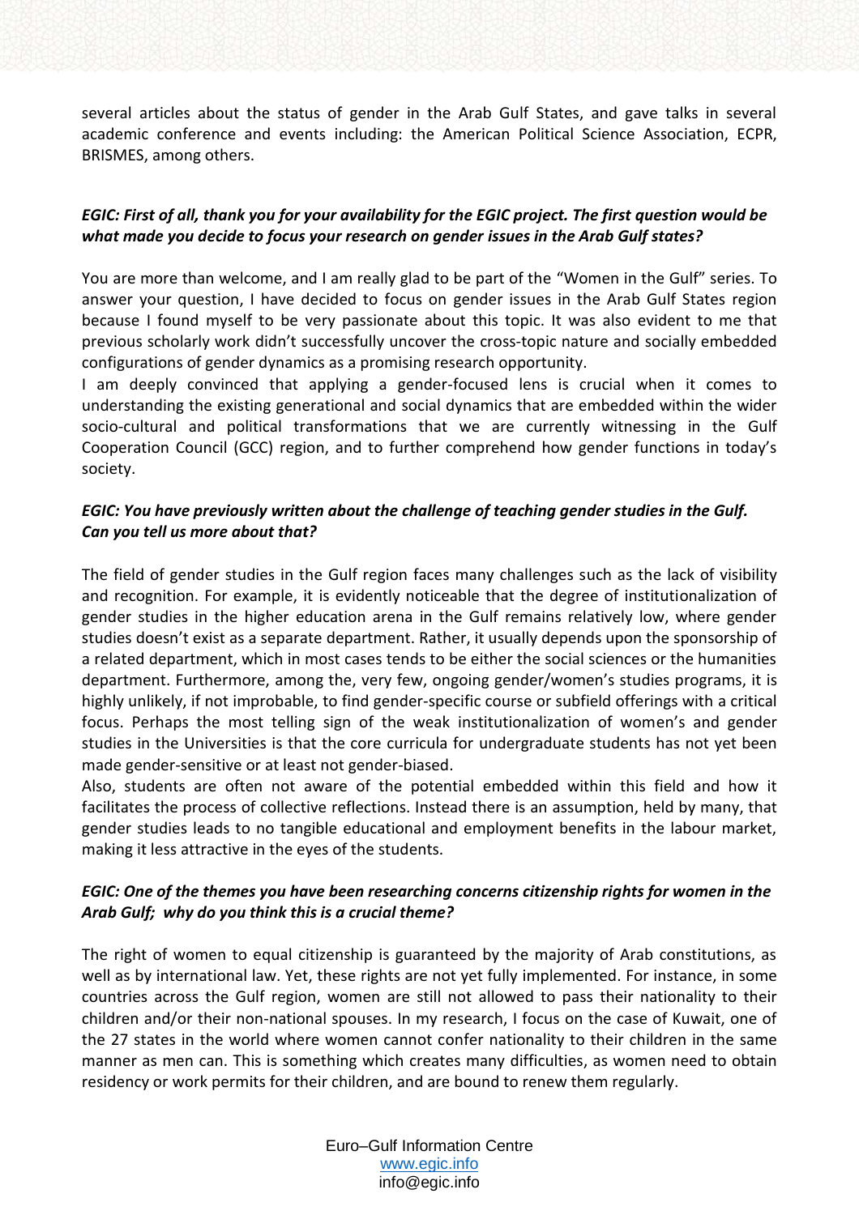several articles about the status of gender in the Arab Gulf States, and gave talks in several academic conference and events including: the American Political Science Association, ECPR, BRISMES, among others.

***EGIC: First of all, thank you for your availability for the EGIC project. The first question would be what made you decide to focus your research on gender issues in the Arab Gulf states?***

You are more than welcome, and I am really glad to be part of the "Women in the Gulf" series. To answer your question, I have decided to focus on gender issues in the Arab Gulf States region because I found myself to be very passionate about this topic. It was also evident to me that previous scholarly work didn't successfully uncover the cross-topic nature and socially embedded configurations of gender dynamics as a promising research opportunity.

I am deeply convinced that applying a gender-focused lens is crucial when it comes to understanding the existing generational and social dynamics that are embedded within the wider socio-cultural and political transformations that we are currently witnessing in the Gulf Cooperation Council (GCC) region, and to further comprehend how gender functions in today's society.

***EGIC: You have previously written about the challenge of teaching gender studies in the Gulf. Can you tell us more about that?***

The field of gender studies in the Gulf region faces many challenges such as the lack of visibility and recognition. For example, it is evidently noticeable that the degree of institutionalization of gender studies in the higher education arena in the Gulf remains relatively low, where gender studies doesn't exist as a separate department. Rather, it usually depends upon the sponsorship of a related department, which in most cases tends to be either the social sciences or the humanities department. Furthermore, among the, very few, ongoing gender/women's studies programs, it is highly unlikely, if not improbable, to find gender-specific course or subfield offerings with a critical focus. Perhaps the most telling sign of the weak institutionalization of women's and gender studies in the Universities is that the core curricula for undergraduate students has not yet been made gender-sensitive or at least not gender-biased.

Also, students are often not aware of the potential embedded within this field and how it facilitates the process of collective reflections. Instead there is an assumption, held by many, that gender studies leads to no tangible educational and employment benefits in the labour market, making it less attractive in the eyes of the students.

***EGIC: One of the themes you have been researching concerns citizenship rights for women in the Arab Gulf; why do you think this is a crucial theme?***

The right of women to equal citizenship is guaranteed by the majority of Arab constitutions, as well as by international law. Yet, these rights are not yet fully implemented. For instance, in some countries across the Gulf region, women are still not allowed to pass their nationality to their children and/or their non-national spouses. In my research, I focus on the case of Kuwait, one of the 27 states in the world where women cannot confer nationality to their children in the same manner as men can. This is something which creates many difficulties, as women need to obtain residency or work permits for their children, and are bound to renew them regularly.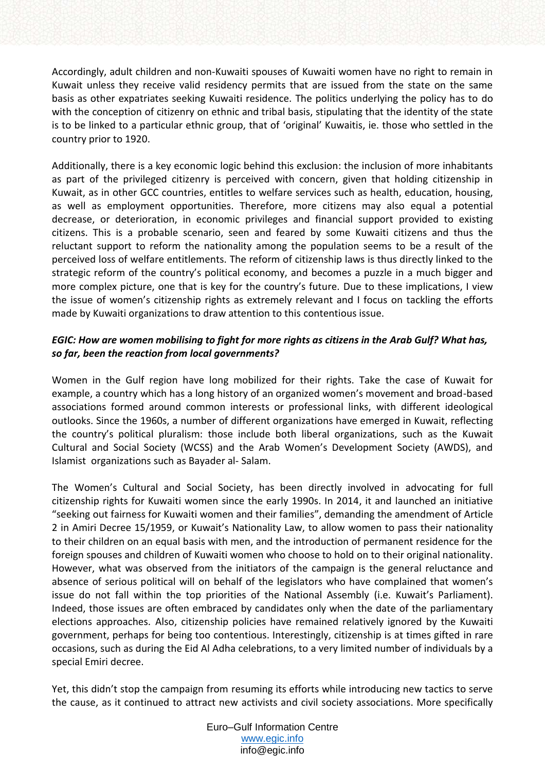Accordingly, adult children and non-Kuwaiti spouses of Kuwaiti women have no right to remain in Kuwait unless they receive valid residency permits that are issued from the state on the same basis as other expatriates seeking Kuwaiti residence. The politics underlying the policy has to do with the conception of citizenry on ethnic and tribal basis, stipulating that the identity of the state is to be linked to a particular ethnic group, that of 'original' Kuwaitis, ie. those who settled in the country prior to 1920.

Additionally, there is a key economic logic behind this exclusion: the inclusion of more inhabitants as part of the privileged citizenry is perceived with concern, given that holding citizenship in Kuwait, as in other GCC countries, entitles to welfare services such as health, education, housing, as well as employment opportunities. Therefore, more citizens may also equal a potential decrease, or deterioration, in economic privileges and financial support provided to existing citizens. This is a probable scenario, seen and feared by some Kuwaiti citizens and thus the reluctant support to reform the nationality among the population seems to be a result of the perceived loss of welfare entitlements. The reform of citizenship laws is thus directly linked to the strategic reform of the country's political economy, and becomes a puzzle in a much bigger and more complex picture, one that is key for the country's future. Due to these implications, I view the issue of women's citizenship rights as extremely relevant and I focus on tackling the efforts made by Kuwaiti organizations to draw attention to this contentious issue.

***EGIC: How are women mobilising to fight for more rights as citizens in the Arab Gulf? What has, so far, been the reaction from local governments?***

Women in the Gulf region have long mobilized for their rights. Take the case of Kuwait for example, a country which has a long history of an organized women's movement and broad-based associations formed around common interests or professional links, with different ideological outlooks. Since the 1960s, a number of different organizations have emerged in Kuwait, reflecting the country's political pluralism: those include both liberal organizations, such as the Kuwait Cultural and Social Society (WCSS) and the Arab Women's Development Society (AWDS), and Islamist organizations such as Bayader al- Salam.

The Women's Cultural and Social Society, has been directly involved in advocating for full citizenship rights for Kuwaiti women since the early 1990s. In 2014, it and launched an initiative "seeking out fairness for Kuwaiti women and their families", demanding the amendment of Article 2 in Amiri Decree 15/1959, or Kuwait's Nationality Law, to allow women to pass their nationality to their children on an equal basis with men, and the introduction of permanent residence for the foreign spouses and children of Kuwaiti women who choose to hold on to their original nationality. However, what was observed from the initiators of the campaign is the general reluctance and absence of serious political will on behalf of the legislators who have complained that women's issue do not fall within the top priorities of the National Assembly (i.e. Kuwait's Parliament). Indeed, those issues are often embraced by candidates only when the date of the parliamentary elections approaches. Also, citizenship policies have remained relatively ignored by the Kuwaiti government, perhaps for being too contentious. Interestingly, citizenship is at times gifted in rare occasions, such as during the Eid Al Adha celebrations, to a very limited number of individuals by a special Emiri decree.

Yet, this didn't stop the campaign from resuming its efforts while introducing new tactics to serve the cause, as it continued to attract new activists and civil society associations. More specifically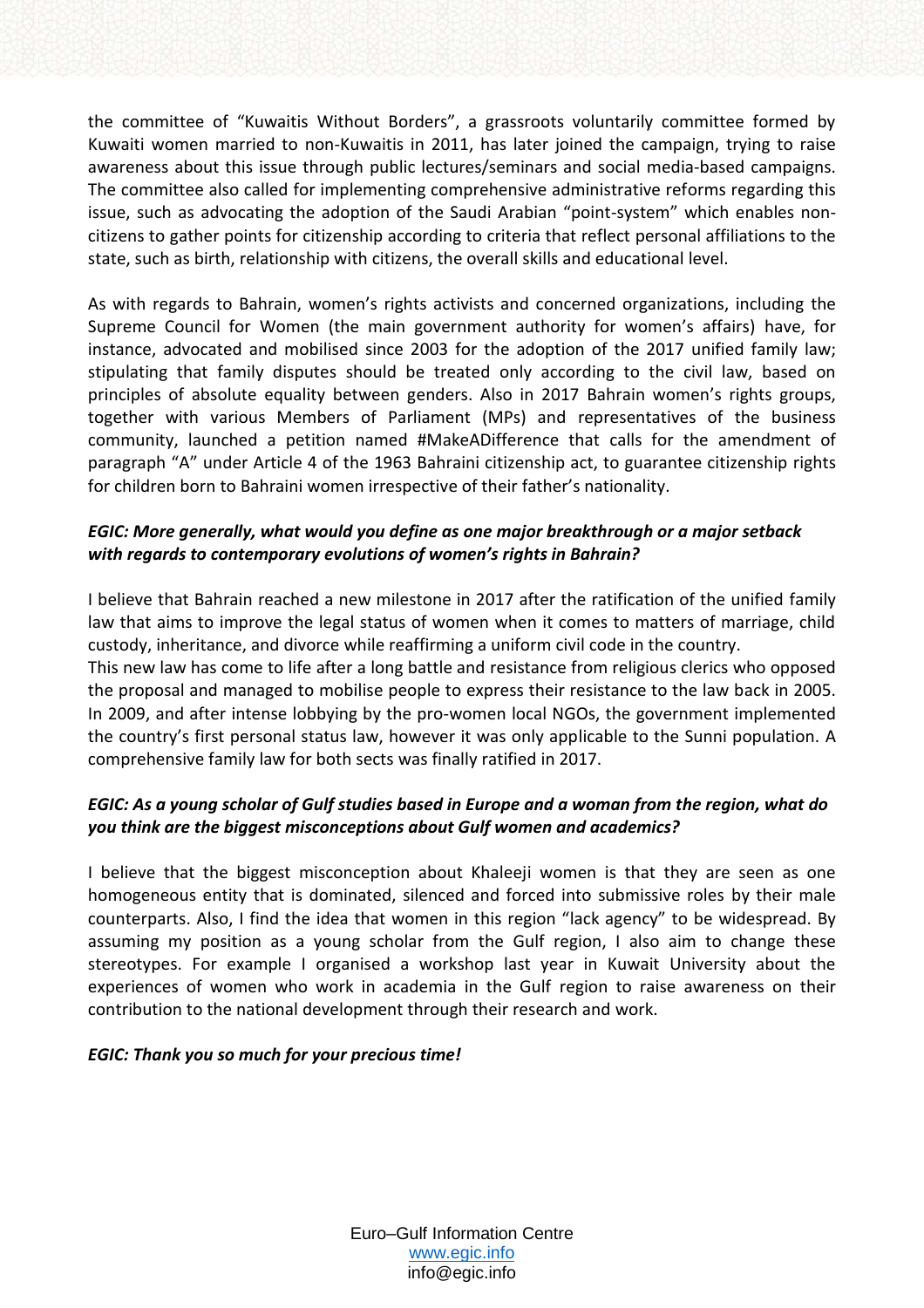the committee of “Kuwaitis Without Borders”, a grassroots voluntarily committee formed by Kuwaiti women married to non-Kuwaitis in 2011, has later joined the campaign, trying to raise awareness about this issue through public lectures/seminars and social media-based campaigns. The committee also called for implementing comprehensive administrative reforms regarding this issue, such as advocating the adoption of the Saudi Arabian “point-system” which enables non-citizens to gather points for citizenship according to criteria that reflect personal affiliations to the state, such as birth, relationship with citizens, the overall skills and educational level.

As with regards to Bahrain, women’s rights activists and concerned organizations, including the Supreme Council for Women (the main government authority for women’s affairs) have, for instance, advocated and mobilised since 2003 for the adoption of the 2017 unified family law; stipulating that family disputes should be treated only according to the civil law, based on principles of absolute equality between genders. Also in 2017 Bahrain women’s rights groups, together with various Members of Parliament (MPs) and representatives of the business community, launched a petition named #MakeADifference that calls for the amendment of paragraph “A” under Article 4 of the 1963 Bahraini citizenship act, to guarantee citizenship rights for children born to Bahraini women irrespective of their father’s nationality.

***EGIC: More generally, what would you define as one major breakthrough or a major setback with regards to contemporary evolutions of women’s rights in Bahrain?***

I believe that Bahrain reached a new milestone in 2017 after the ratification of the unified family law that aims to improve the legal status of women when it comes to matters of marriage, child custody, inheritance, and divorce while reaffirming a uniform civil code in the country.
This new law has come to life after a long battle and resistance from religious clerics who opposed the proposal and managed to mobilise people to express their resistance to the law back in 2005. In 2009, and after intense lobbying by the pro-women local NGOs, the government implemented the country’s first personal status law, however it was only applicable to the Sunni population. A comprehensive family law for both sects was finally ratified in 2017.

***EGIC: As a young scholar of Gulf studies based in Europe and a woman from the region, what do you think are the biggest misconceptions about Gulf women and academics?***

I believe that the biggest misconception about Khaleeji women is that they are seen as one homogeneous entity that is dominated, silenced and forced into submissive roles by their male counterparts. Also, I find the idea that women in this region “lack agency” to be widespread. By assuming my position as a young scholar from the Gulf region, I also aim to change these stereotypes. For example I organised a workshop last year in Kuwait University about the experiences of women who work in academia in the Gulf region to raise awareness on their contribution to the national development through their research and work.

***EGIC: Thank you so much for your precious time!***